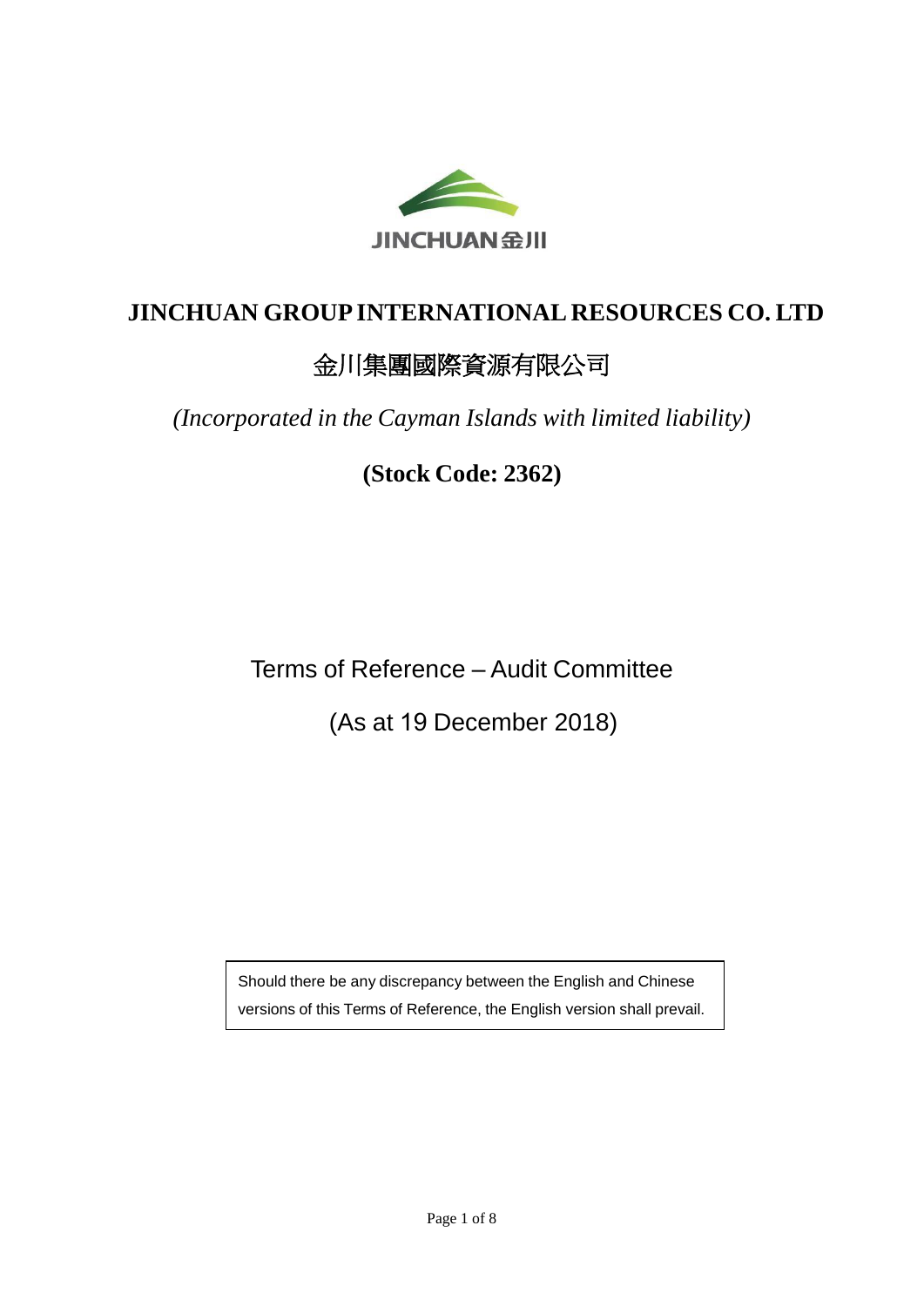JINCHUAN金川

# JINCHUAN GROUP INTERNATIONAL RESOURCES CO. LTD

# 金川集團國際資源有限公司

*(Incorporated in the Cayman Islands with limited liability)*

**(Stock Code: 2362)**

## Terms of Reference – Audit Committee

(As at 19 December 2018)

Should there be any discrepancy between the English and Chinese versions of this Terms of Reference, the English version shall prevail.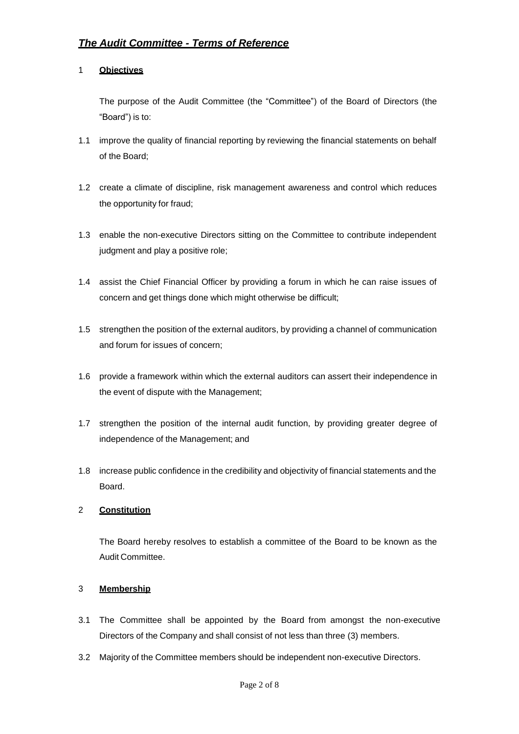## ***The Audit Committee - Terms of Reference***

1 **Objectives**

The purpose of the Audit Committee (the "Committee") of the Board of Directors (the "Board") is to:

1.1 improve the quality of financial reporting by reviewing the financial statements on behalf of the Board;

1.2 create a climate of discipline, risk management awareness and control which reduces the opportunity for fraud;

1.3 enable the non-executive Directors sitting on the Committee to contribute independent judgment and play a positive role;

1.4 assist the Chief Financial Officer by providing a forum in which he can raise issues of concern and get things done which might otherwise be difficult;

1.5 strengthen the position of the external auditors, by providing a channel of communication and forum for issues of concern;

1.6 provide a framework within which the external auditors can assert their independence in the event of dispute with the Management;

1.7 strengthen the position of the internal audit function, by providing greater degree of independence of the Management; and

1.8 increase public confidence in the credibility and objectivity of financial statements and the Board.

2 **Constitution**

The Board hereby resolves to establish a committee of the Board to be known as the Audit Committee.

3 **Membership**

3.1 The Committee shall be appointed by the Board from amongst the non-executive Directors of the Company and shall consist of not less than three (3) members.

3.2 Majority of the Committee members should be independent non-executive Directors.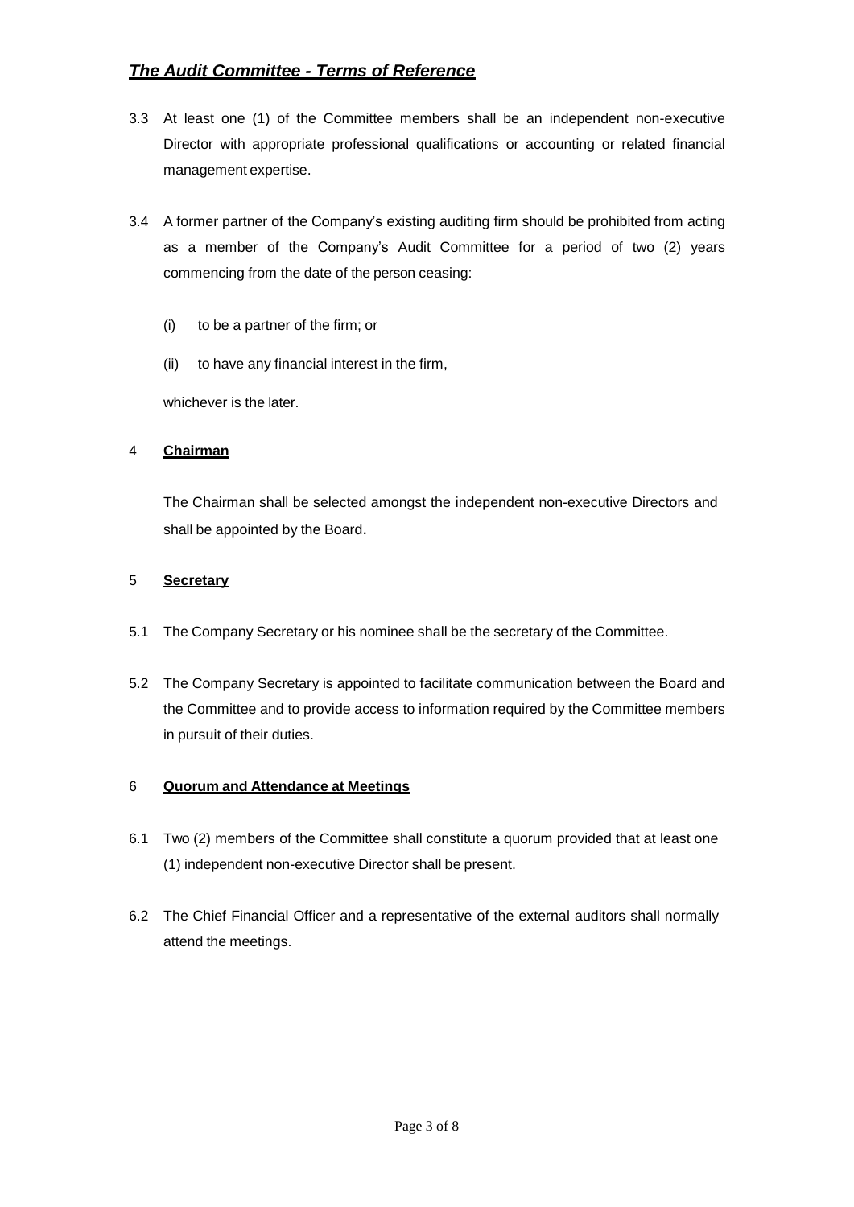# ***The Audit Committee - Terms of Reference***

3.3 At least one (1) of the Committee members shall be an independent non-executive Director with appropriate professional qualifications or accounting or related financial management expertise.

3.4 A former partner of the Company's existing auditing firm should be prohibited from acting as a member of the Company's Audit Committee for a period of two (2) years commencing from the date of the person ceasing:

(i) to be a partner of the firm; or

(ii) to have any financial interest in the firm,

whichever is the later.

## 4 Chairman

The Chairman shall be selected amongst the independent non-executive Directors and shall be appointed by the Board.

## 5 Secretary

5.1 The Company Secretary or his nominee shall be the secretary of the Committee.

5.2 The Company Secretary is appointed to facilitate communication between the Board and the Committee and to provide access to information required by the Committee members in pursuit of their duties.

## 6 Quorum and Attendance at Meetings

6.1 Two (2) members of the Committee shall constitute a quorum provided that at least one (1) independent non-executive Director shall be present.

6.2 The Chief Financial Officer and a representative of the external auditors shall normally attend the meetings.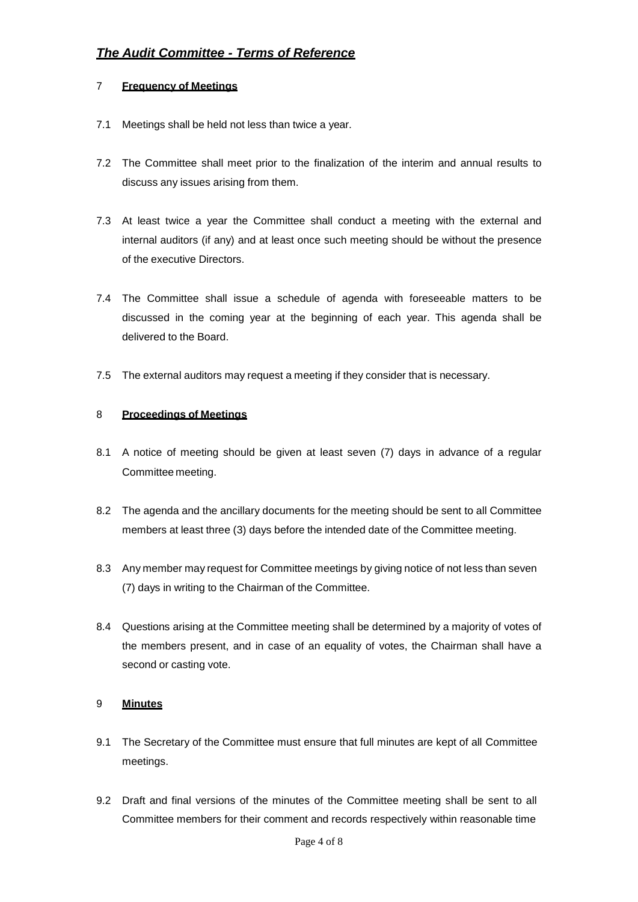## *The Audit Committee - Terms of Reference*

7 **Frequency of Meetings**

7.1 Meetings shall be held not less than twice a year.

7.2 The Committee shall meet prior to the finalization of the interim and annual results to discuss any issues arising from them.

7.3 At least twice a year the Committee shall conduct a meeting with the external and internal auditors (if any) and at least once such meeting should be without the presence of the executive Directors.

7.4 The Committee shall issue a schedule of agenda with foreseeable matters to be discussed in the coming year at the beginning of each year. This agenda shall be delivered to the Board.

7.5 The external auditors may request a meeting if they consider that is necessary.

8 **Proceedings of Meetings**

8.1 A notice of meeting should be given at least seven (7) days in advance of a regular Committee meeting.

8.2 The agenda and the ancillary documents for the meeting should be sent to all Committee members at least three (3) days before the intended date of the Committee meeting.

8.3 Any member may request for Committee meetings by giving notice of not less than seven (7) days in writing to the Chairman of the Committee.

8.4 Questions arising at the Committee meeting shall be determined by a majority of votes of the members present, and in case of an equality of votes, the Chairman shall have a second or casting vote.

9 **Minutes**

9.1 The Secretary of the Committee must ensure that full minutes are kept of all Committee meetings.

9.2 Draft and final versions of the minutes of the Committee meeting shall be sent to all Committee members for their comment and records respectively within reasonable time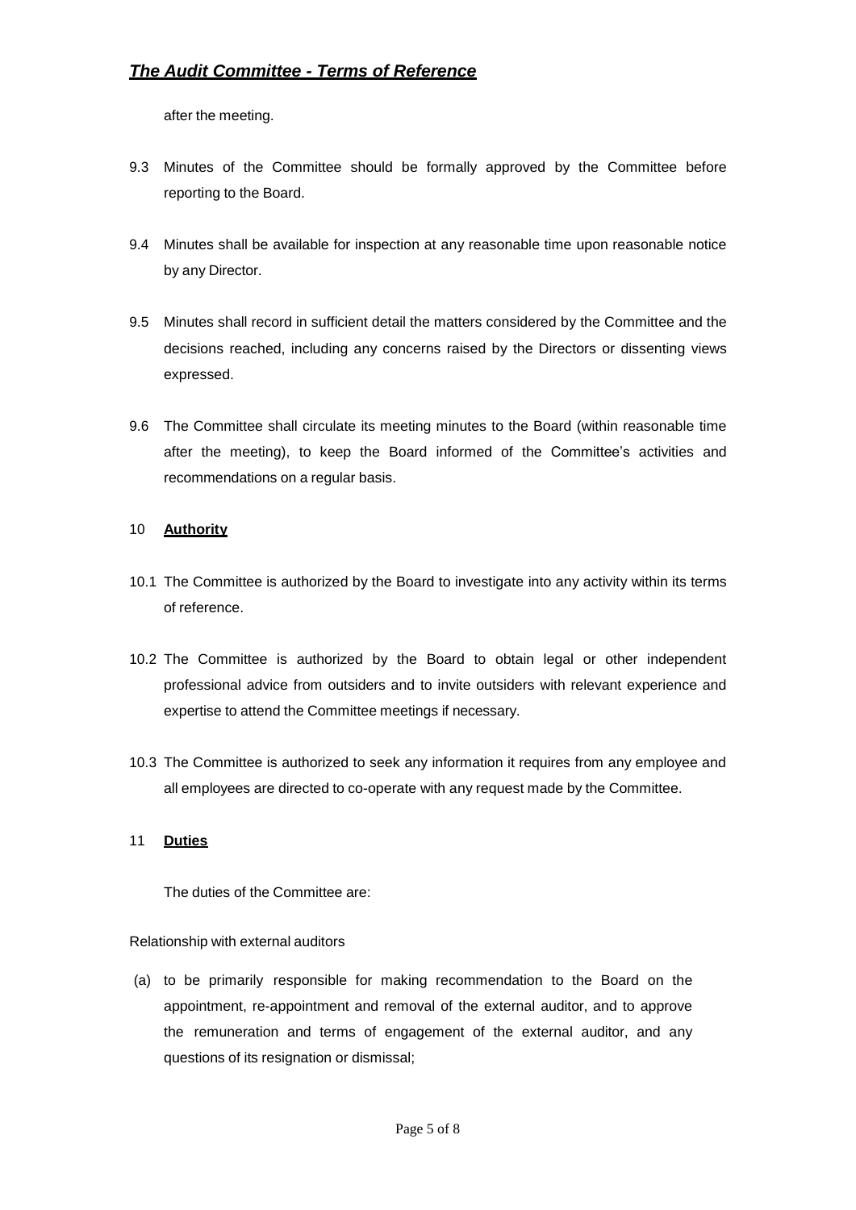after the meeting.

9.3 Minutes of the Committee should be formally approved by the Committee before reporting to the Board.

9.4 Minutes shall be available for inspection at any reasonable time upon reasonable notice by any Director.

9.5 Minutes shall record in sufficient detail the matters considered by the Committee and the decisions reached, including any concerns raised by the Directors or dissenting views expressed.

9.6 The Committee shall circulate its meeting minutes to the Board (within reasonable time after the meeting), to keep the Board informed of the Committee's activities and recommendations on a regular basis.

## 10 **Authority**

10.1 The Committee is authorized by the Board to investigate into any activity within its terms of reference.

10.2 The Committee is authorized by the Board to obtain legal or other independent professional advice from outsiders and to invite outsiders with relevant experience and expertise to attend the Committee meetings if necessary.

10.3 The Committee is authorized to seek any information it requires from any employee and all employees are directed to co-operate with any request made by the Committee.

## 11 **Duties**

The duties of the Committee are:

Relationship with external auditors

(a) to be primarily responsible for making recommendation to the Board on the appointment, re-appointment and removal of the external auditor, and to approve the remuneration and terms of engagement of the external auditor, and any questions of its resignation or dismissal;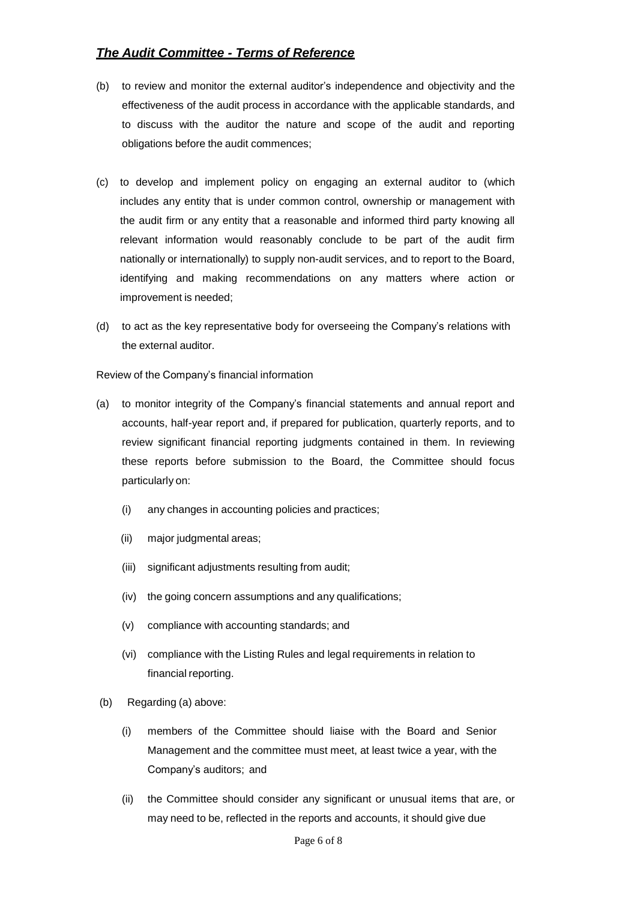## ***The Audit Committee - Terms of Reference***

(b) to review and monitor the external auditor's independence and objectivity and the effectiveness of the audit process in accordance with the applicable standards, and to discuss with the auditor the nature and scope of the audit and reporting obligations before the audit commences;

(c) to develop and implement policy on engaging an external auditor to (which includes any entity that is under common control, ownership or management with the audit firm or any entity that a reasonable and informed third party knowing all relevant information would reasonably conclude to be part of the audit firm nationally or internationally) to supply non-audit services, and to report to the Board, identifying and making recommendations on any matters where action or improvement is needed;

(d) to act as the key representative body for overseeing the Company's relations with the external auditor.

Review of the Company's financial information

(a) to monitor integrity of the Company's financial statements and annual report and accounts, half-year report and, if prepared for publication, quarterly reports, and to review significant financial reporting judgments contained in them. In reviewing these reports before submission to the Board, the Committee should focus particularly on:

  (i) any changes in accounting policies and practices;

  (ii) major judgmental areas;

  (iii) significant adjustments resulting from audit;

  (iv) the going concern assumptions and any qualifications;

  (v) compliance with accounting standards; and

  (vi) compliance with the Listing Rules and legal requirements in relation to financial reporting.

(b) Regarding (a) above:

  (i) members of the Committee should liaise with the Board and Senior Management and the committee must meet, at least twice a year, with the Company's auditors; and

  (ii) the Committee should consider any significant or unusual items that are, or may need to be, reflected in the reports and accounts, it should give due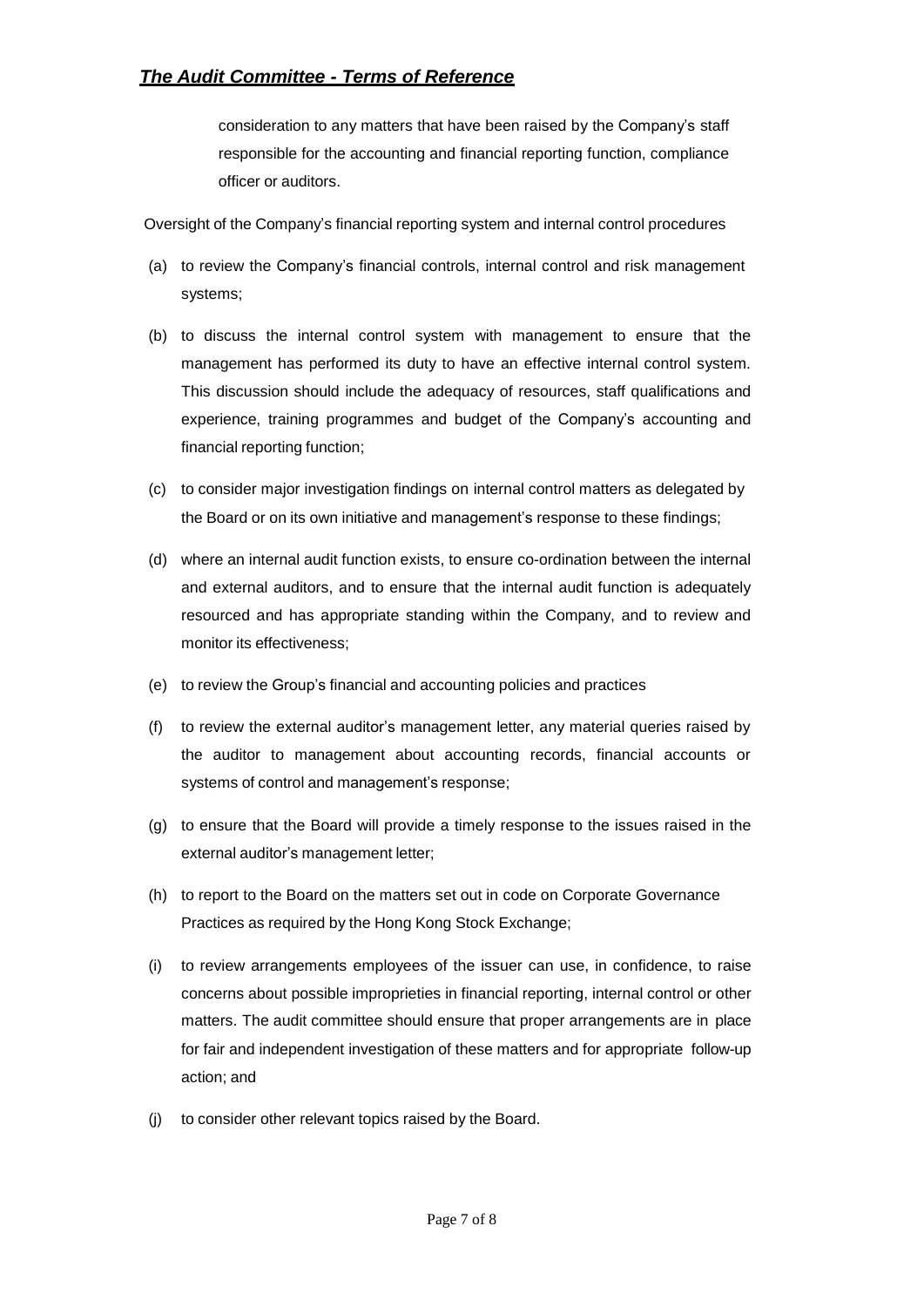consideration to any matters that have been raised by the Company's staff responsible for the accounting and financial reporting function, compliance officer or auditors.

Oversight of the Company's financial reporting system and internal control procedures

(a) to review the Company's financial controls, internal control and risk management systems;

(b) to discuss the internal control system with management to ensure that the management has performed its duty to have an effective internal control system. This discussion should include the adequacy of resources, staff qualifications and experience, training programmes and budget of the Company's accounting and financial reporting function;

(c) to consider major investigation findings on internal control matters as delegated by the Board or on its own initiative and management's response to these findings;

(d) where an internal audit function exists, to ensure co-ordination between the internal and external auditors, and to ensure that the internal audit function is adequately resourced and has appropriate standing within the Company, and to review and monitor its effectiveness;

(e) to review the Group's financial and accounting policies and practices

(f) to review the external auditor's management letter, any material queries raised by the auditor to management about accounting records, financial accounts or systems of control and management's response;

(g) to ensure that the Board will provide a timely response to the issues raised in the external auditor's management letter;

(h) to report to the Board on the matters set out in code on Corporate Governance Practices as required by the Hong Kong Stock Exchange;

(i) to review arrangements employees of the issuer can use, in confidence, to raise concerns about possible improprieties in financial reporting, internal control or other matters. The audit committee should ensure that proper arrangements are in place for fair and independent investigation of these matters and for appropriate follow-up action; and

(j) to consider other relevant topics raised by the Board.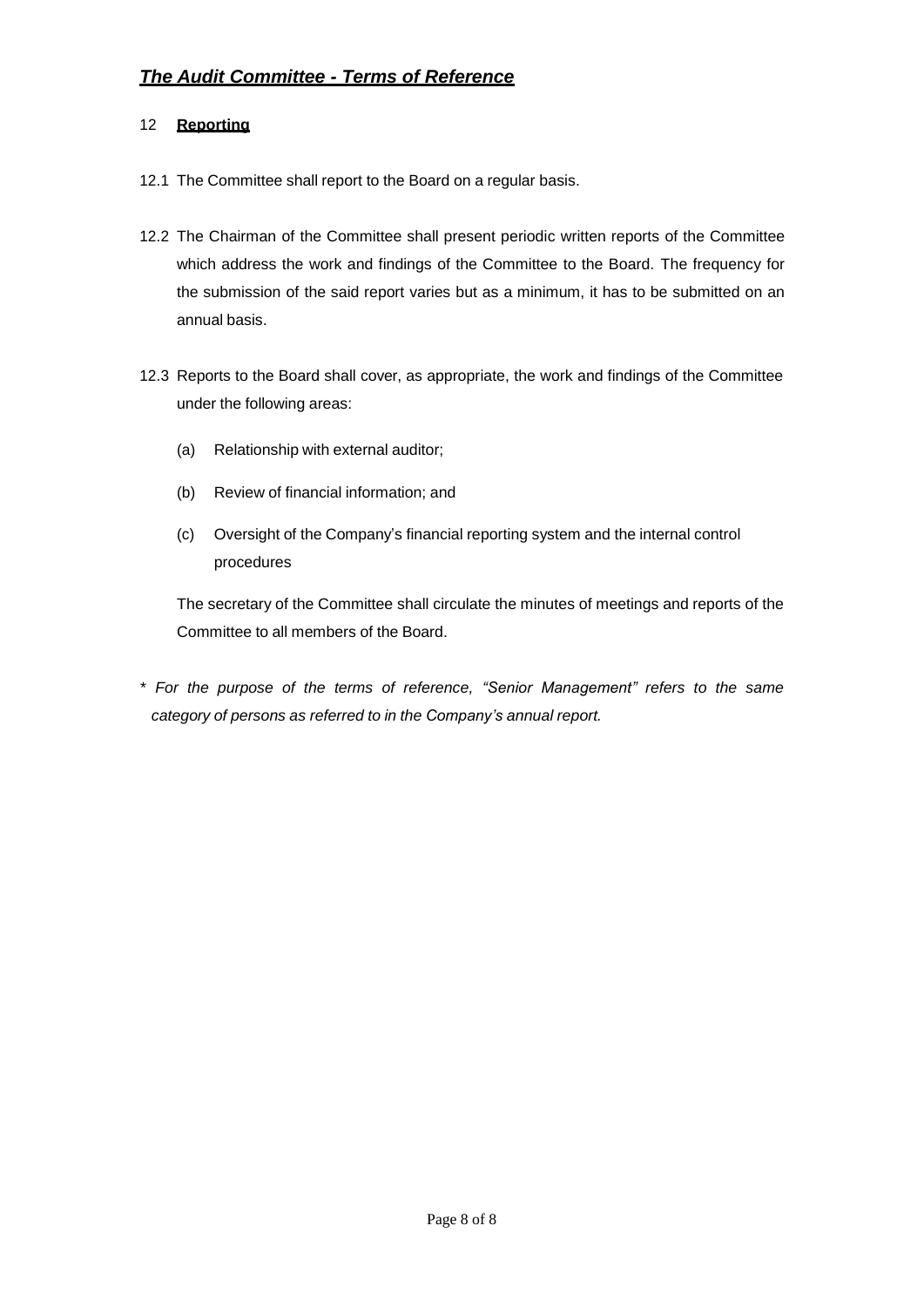## *The Audit Committee - Terms of Reference*

### 12 **Reporting**

12.1 The Committee shall report to the Board on a regular basis.

12.2 The Chairman of the Committee shall present periodic written reports of the Committee which address the work and findings of the Committee to the Board. The frequency for the submission of the said report varies but as a minimum, it has to be submitted on an annual basis.

12.3 Reports to the Board shall cover, as appropriate, the work and findings of the Committee under the following areas:

(a) Relationship with external auditor;

(b) Review of financial information; and

(c) Oversight of the Company's financial reporting system and the internal control procedures

The secretary of the Committee shall circulate the minutes of meetings and reports of the Committee to all members of the Board.

\* *For the purpose of the terms of reference, "Senior Management" refers to the same category of persons as referred to in the Company's annual report.*